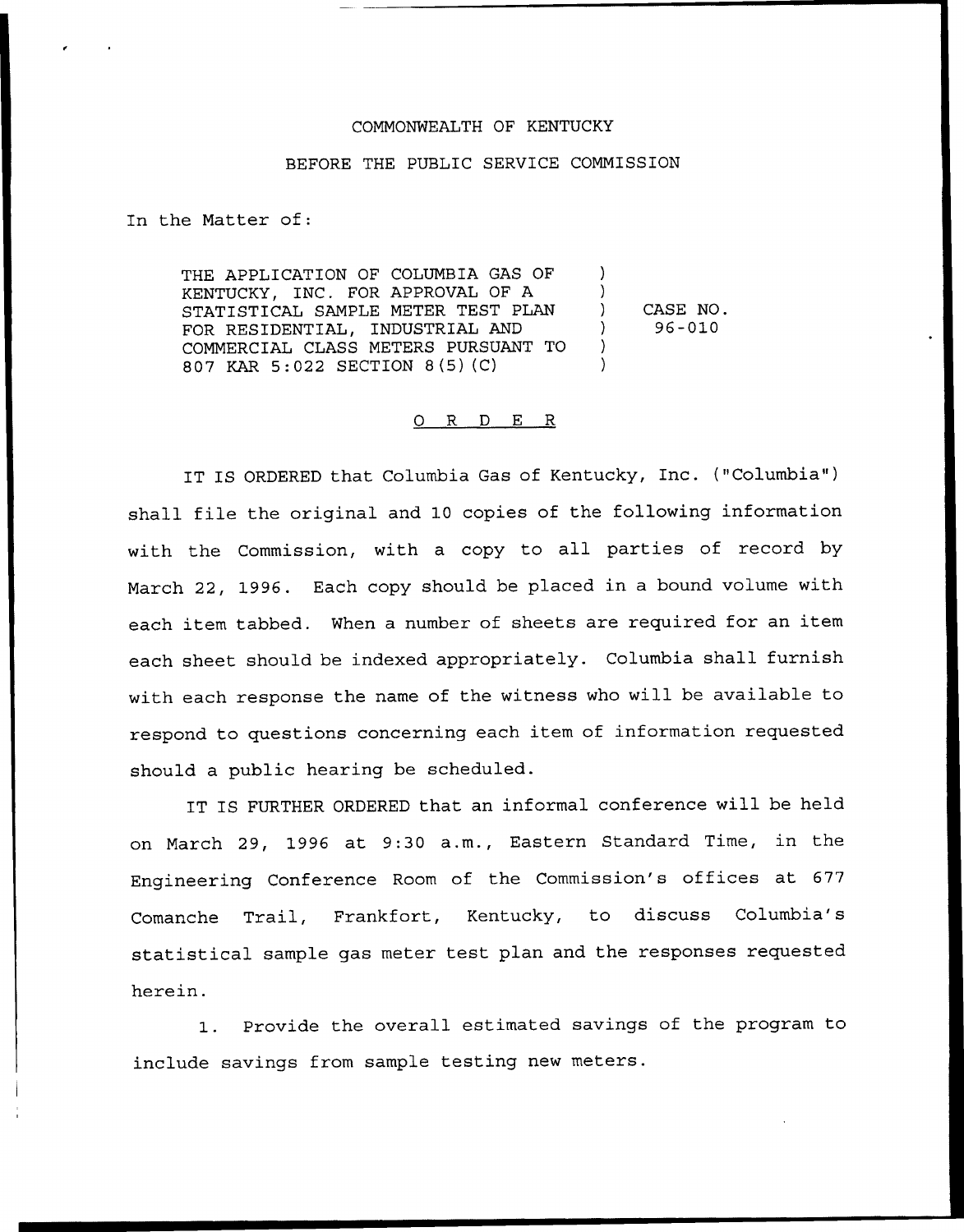COMMONWEALTH OF KENTUCKY

BEFORE THE PUBLIC SERVICE COMMISSION

In the Matter of:

| | | |
|---|---|---|
| THE APPLICATION OF COLUMBIA GAS OF KENTUCKY, INC. FOR APPROVAL OF A STATISTICAL SAMPLE METER TEST PLAN FOR RESIDENTIAL, INDUSTRIAL AND COMMERCIAL CLASS METERS PURSUANT TO 807 KAR 5:022 SECTION 8(5)(C) | ) | CASE NO. 96-010 |

# O R D E R

IT IS ORDERED that Columbia Gas of Kentucky, Inc. ("Columbia") shall file the original and 10 copies of the following information with the Commission, with a copy to all parties of record by March 22, 1996. Each copy should be placed in a bound volume with each item tabbed. When a number of sheets are required for an item each sheet should be indexed appropriately. Columbia shall furnish with each response the name of the witness who will be available to respond to questions concerning each item of information requested should a public hearing be scheduled.

IT IS FURTHER ORDERED that an informal conference will be held on March 29, 1996 at 9:30 a.m., Eastern Standard Time, in the Engineering Conference Room of the Commission's offices at 677 Comanche Trail, Frankfort, Kentucky, to discuss Columbia's statistical sample gas meter test plan and the responses requested herein.

1. Provide the overall estimated savings of the program to include savings from sample testing new meters.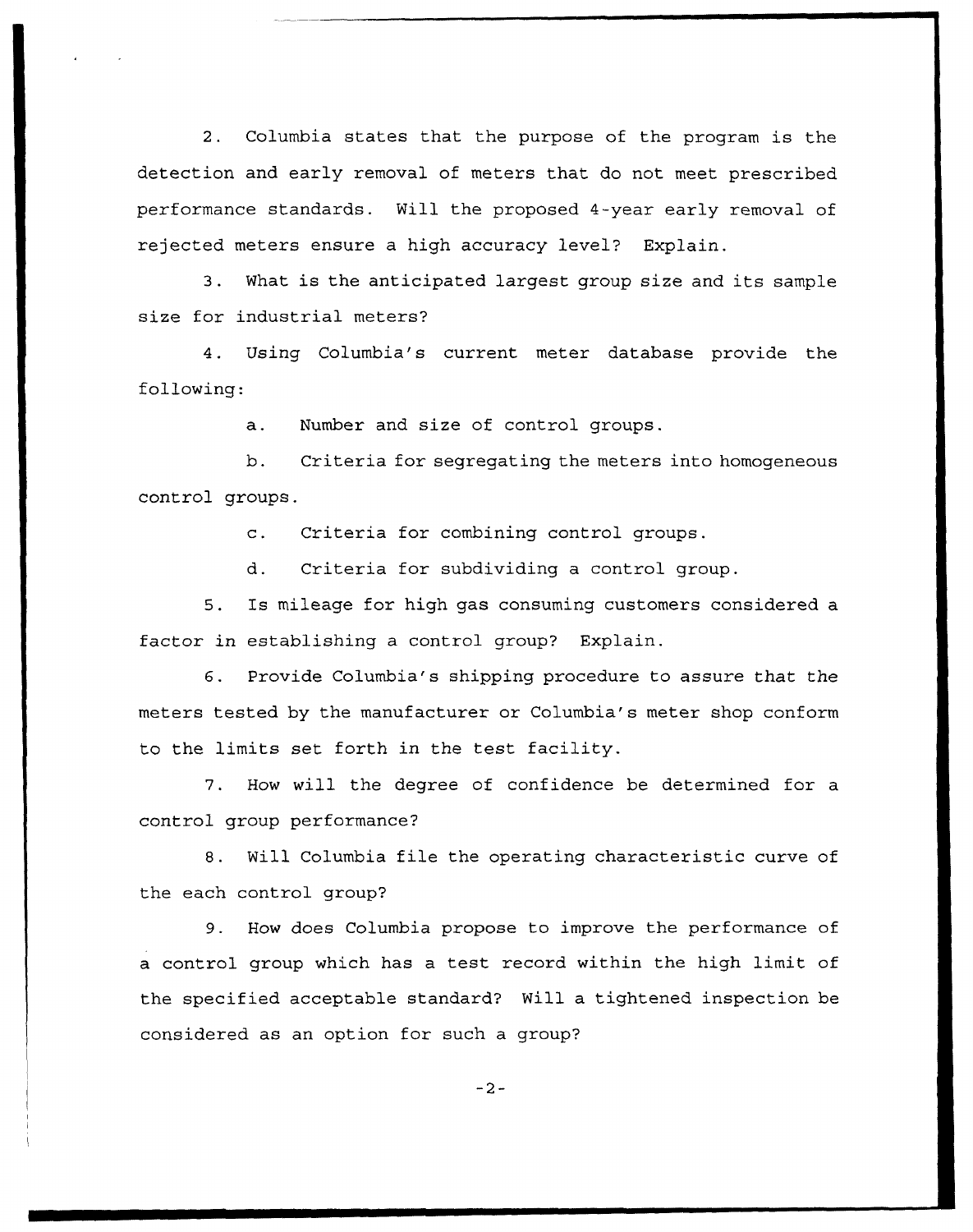2. Columbia states that the purpose of the program is the detection and early removal of meters that do not meet prescribed performance standards. Will the proposed 4-year early removal of rejected meters ensure a high accuracy level? Explain.

3. What is the anticipated largest group size and its sample size for industrial meters?

4. Using Columbia's current meter database provide the following:

   a. Number and size of control groups.

   b. Criteria for segregating the meters into homogeneous control groups.

   c. Criteria for combining control groups.

   d. Criteria for subdividing a control group.

5. Is mileage for high gas consuming customers considered a factor in establishing a control group? Explain.

6. Provide Columbia's shipping procedure to assure that the meters tested by the manufacturer or Columbia's meter shop conform to the limits set forth in the test facility.

7. How will the degree of confidence be determined for a control group performance?

8. Will Columbia file the operating characteristic curve of the each control group?

9. How does Columbia propose to improve the performance of a control group which has a test record within the high limit of the specified acceptable standard? Will a tightened inspection be considered as an option for such a group?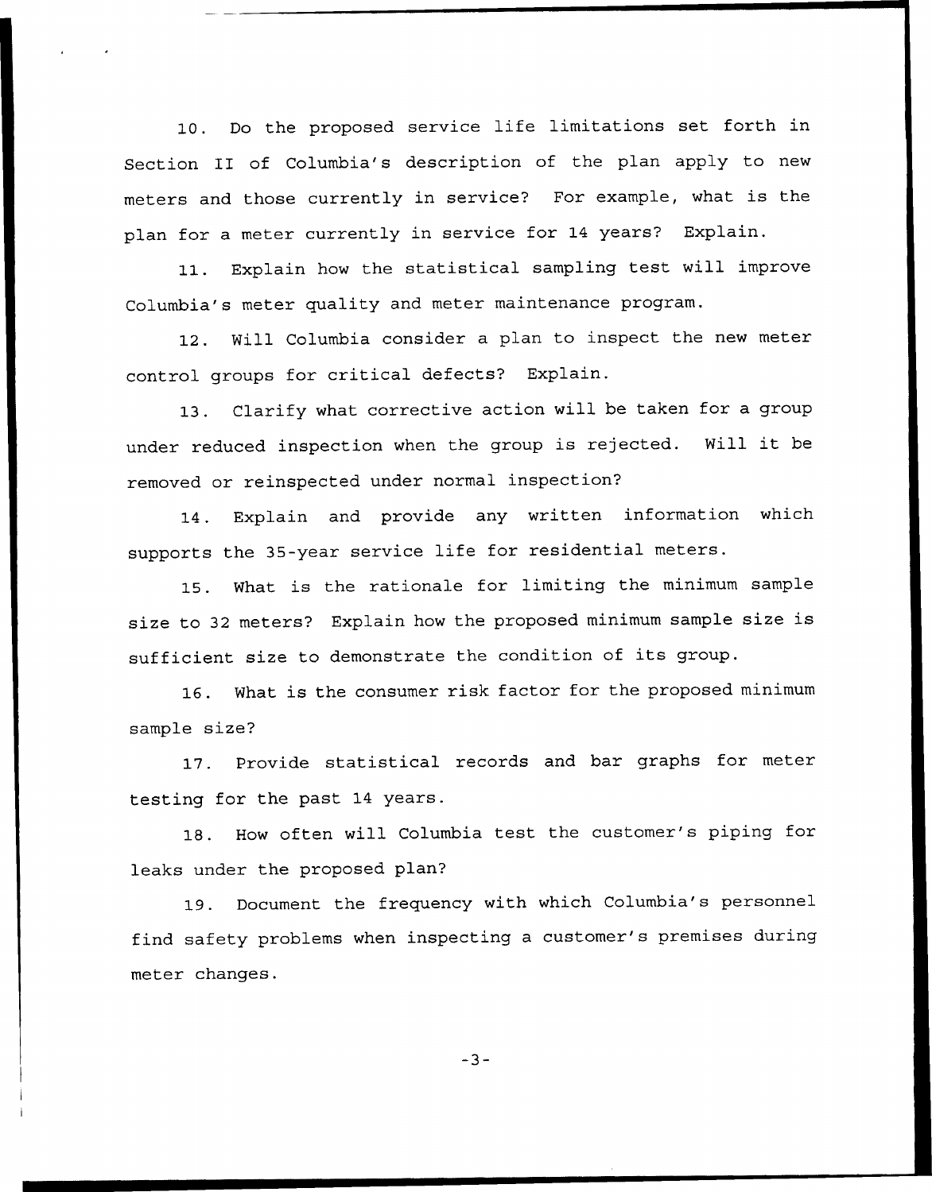10. Do the proposed service life limitations set forth in Section II of Columbia's description of the plan apply to new meters and those currently in service? For example, what is the plan for a meter currently in service for 14 years? Explain.

11. Explain how the statistical sampling test will improve Columbia's meter quality and meter maintenance program.

12. Will Columbia consider a plan to inspect the new meter control groups for critical defects? Explain.

13. Clarify what corrective action will be taken for a group under reduced inspection when the group is rejected. Will it be removed or reinspected under normal inspection?

14. Explain and provide any written information which supports the 35-year service life for residential meters.

15. What is the rationale for limiting the minimum sample size to 32 meters? Explain how the proposed minimum sample size is sufficient size to demonstrate the condition of its group.

16. What is the consumer risk factor for the proposed minimum sample size?

17. Provide statistical records and bar graphs for meter testing for the past 14 years.

18. How often will Columbia test the customer's piping for leaks under the proposed plan?

19. Document the frequency with which Columbia's personnel find safety problems when inspecting a customer's premises during meter changes.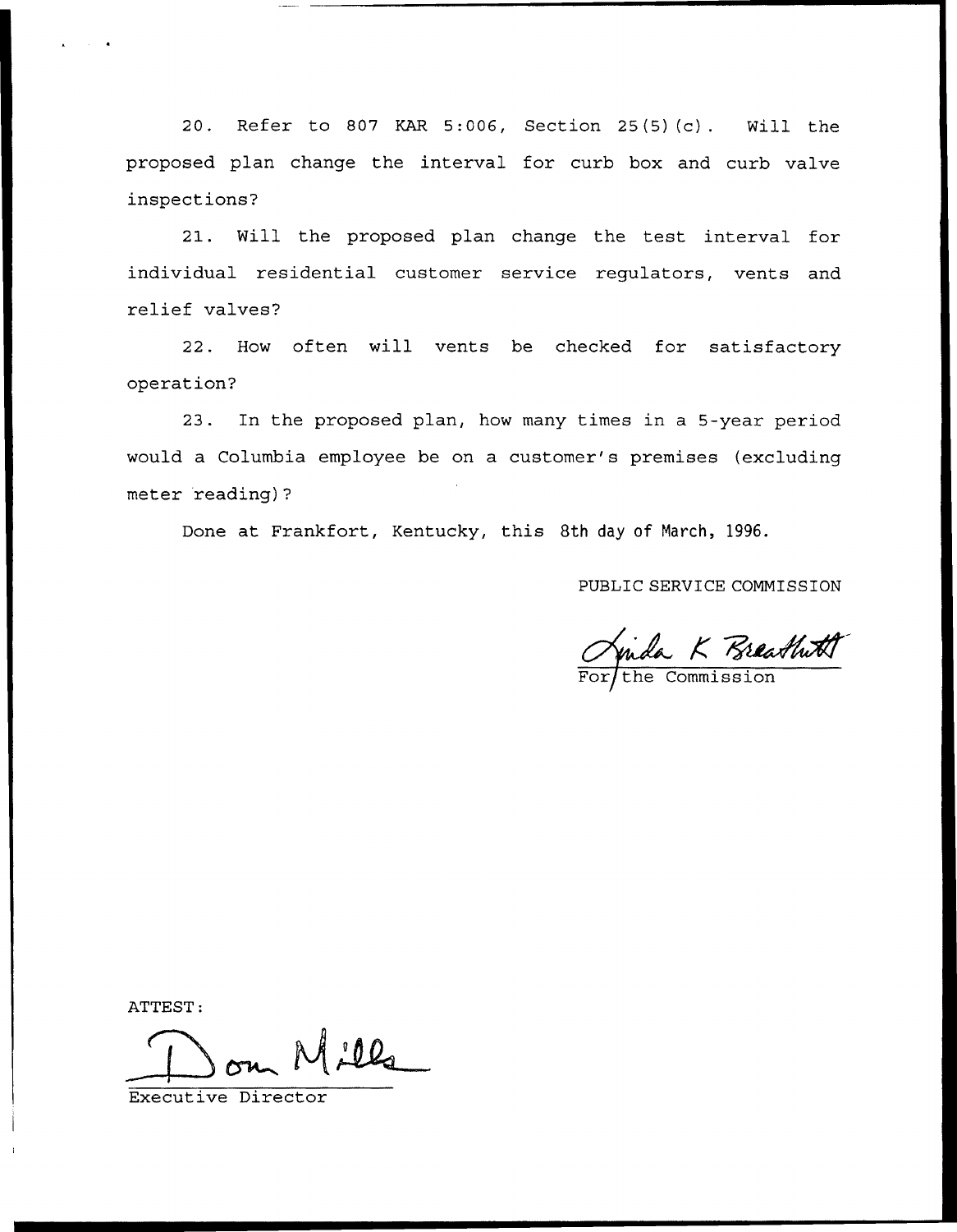20. Refer to 807 KAR 5:006, Section 25(5)(c). Will the proposed plan change the interval for curb box and curb valve inspections?

21. Will the proposed plan change the test interval for individual residential customer service regulators, vents and relief valves?

22. How often will vents be checked for satisfactory operation?

23. In the proposed plan, how many times in a 5-year period would a Columbia employee be on a customer's premises (excluding meter reading)?

Done at Frankfort, Kentucky, this 8th day of March, 1996.

PUBLIC SERVICE COMMISSION

For the Commission

ATTEST:

Executive Director